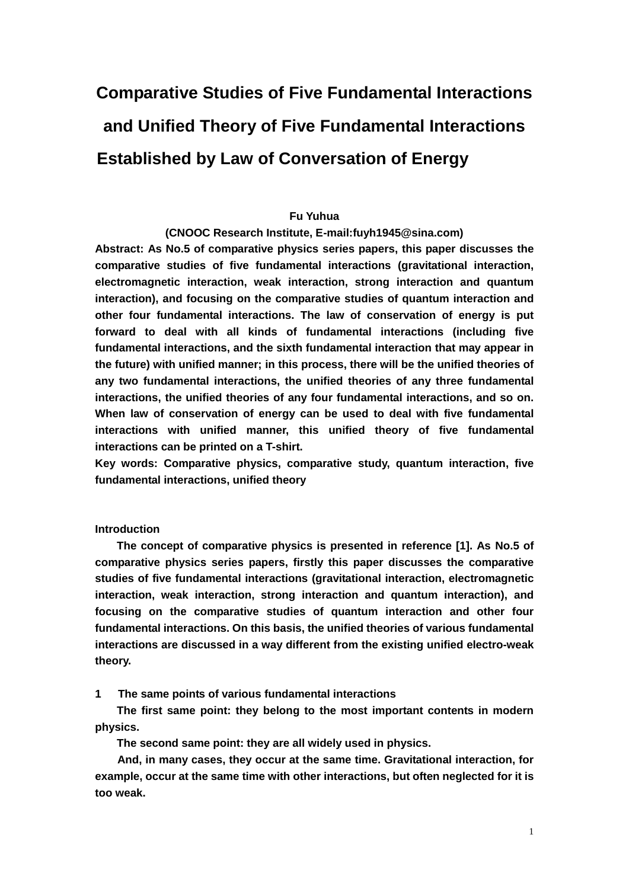# Comparative Studies of Five Fundamental Interactions and Unified Theory of Five Fundamental Interactions Established by Law of Conversation of Energy

**Fu Yuhua**

**(CNOOC Research Institute, E-mail:fuyh1945@sina.com)**

**Abstract: As No.5 of comparative physics series papers, this paper discusses the comparative studies of five fundamental interactions (gravitational interaction, electromagnetic interaction, weak interaction, strong interaction and quantum interaction), and focusing on the comparative studies of quantum interaction and other four fundamental interactions. The law of conservation of energy is put forward to deal with all kinds of fundamental interactions (including five fundamental interactions, and the sixth fundamental interaction that may appear in the future) with unified manner; in this process, there will be the unified theories of any two fundamental interactions, the unified theories of any three fundamental interactions, the unified theories of any four fundamental interactions, and so on. When law of conservation of energy can be used to deal with five fundamental interactions with unified manner, this unified theory of five fundamental interactions can be printed on a T-shirt.**

**Key words: Comparative physics, comparative study, quantum interaction, five fundamental interactions, unified theory**

## Introduction

The concept of comparative physics is presented in reference [1]. As No.5 of comparative physics series papers, firstly this paper discusses the comparative studies of five fundamental interactions (gravitational interaction, electromagnetic interaction, weak interaction, strong interaction and quantum interaction), and focusing on the comparative studies of quantum interaction and other four fundamental interactions. On this basis, the unified theories of various fundamental interactions are discussed in a way different from the existing unified electro-weak theory.

## 1 The same points of various fundamental interactions

The first same point: they belong to the most important contents in modern physics.

The second same point: they are all widely used in physics.

And, in many cases, they occur at the same time. Gravitational interaction, for example, occur at the same time with other interactions, but often neglected for it is too weak.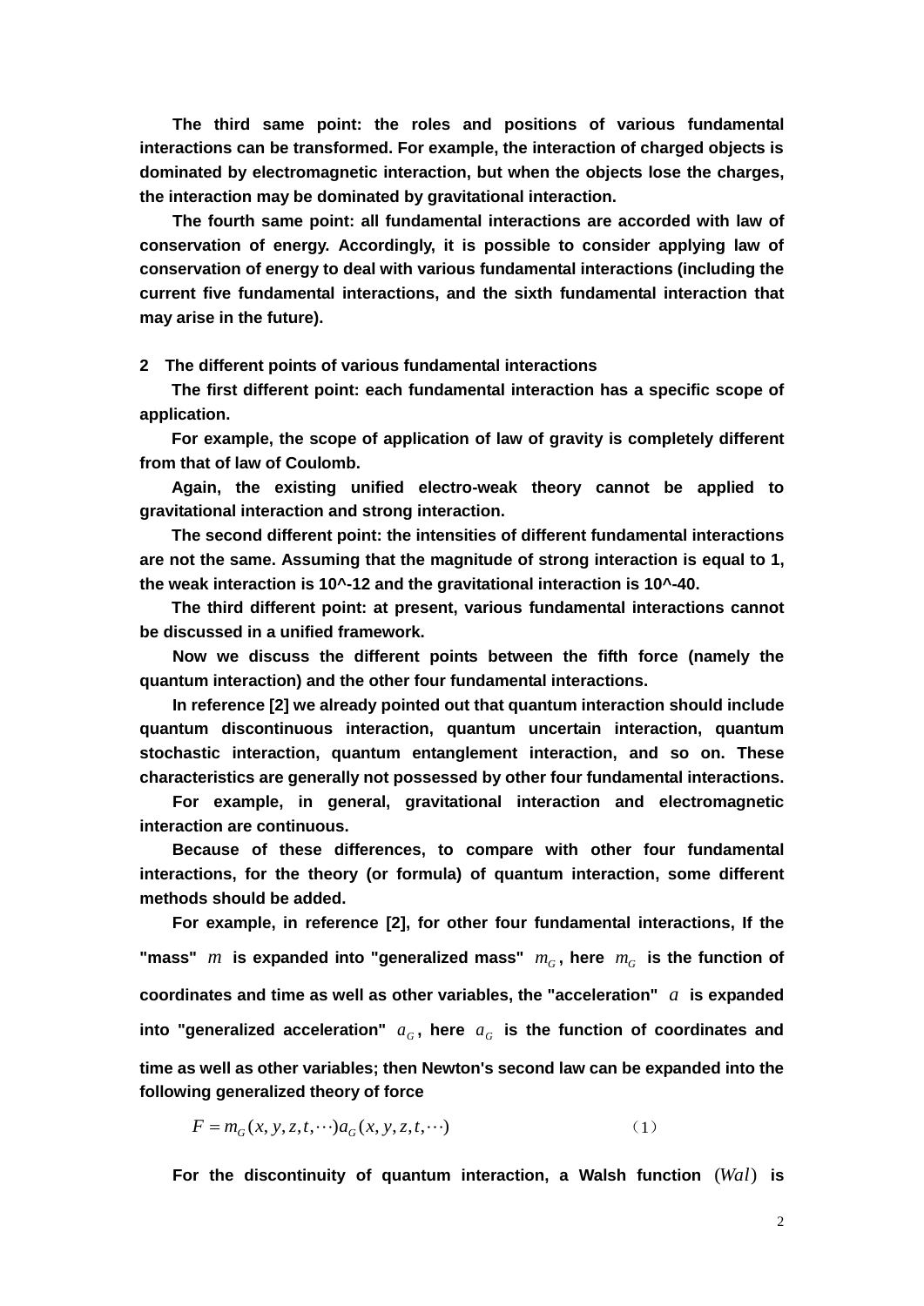**The third same point: the roles and positions of various fundamental interactions can be transformed. For example, the interaction of charged objects is dominated by electromagnetic interaction, but when the objects lose the charges, the interaction may be dominated by gravitational interaction.**

**The fourth same point: all fundamental interactions are accorded with law of conservation of energy. Accordingly, it is possible to consider applying law of conservation of energy to deal with various fundamental interactions (including the current five fundamental interactions, and the sixth fundamental interaction that may arise in the future).**

## 2 The different points of various fundamental interactions

**The first different point: each fundamental interaction has a specific scope of application.**

**For example, the scope of application of law of gravity is completely different from that of law of Coulomb.**

**Again, the existing unified electro-weak theory cannot be applied to gravitational interaction and strong interaction.**

**The second different point: the intensities of different fundamental interactions are not the same. Assuming that the magnitude of strong interaction is equal to 1, the weak interaction is 10^-12 and the gravitational interaction is 10^-40.**

**The third different point: at present, various fundamental interactions cannot be discussed in a unified framework.**

**Now we discuss the different points between the fifth force (namely the quantum interaction) and the other four fundamental interactions.**

**In reference [2] we already pointed out that quantum interaction should include quantum discontinuous interaction, quantum uncertain interaction, quantum stochastic interaction, quantum entanglement interaction, and so on. These characteristics are generally not possessed by other four fundamental interactions.**

**For example, in general, gravitational interaction and electromagnetic interaction are continuous.**

**Because of these differences, to compare with other four fundamental interactions, for the theory (or formula) of quantum interaction, some different methods should be added.**

**For example, in reference [2], for other four fundamental interactions, If the "mass" $m$ is expanded into "generalized mass" $m_G$, here $m_G$ is the function of coordinates and time as well as other variables, the "acceleration" $a$ is expanded into "generalized acceleration" $a_G$, here $a_G$ is the function of coordinates and time as well as other variables; then Newton's second law can be expanded into the following generalized theory of force**

$$F = m_G(x, y, z, t, \cdots) a_G(x, y, z, t, \cdots) \tag{1}$$

**For the discontinuity of quantum interaction, a Walsh function $(Wal)$ is**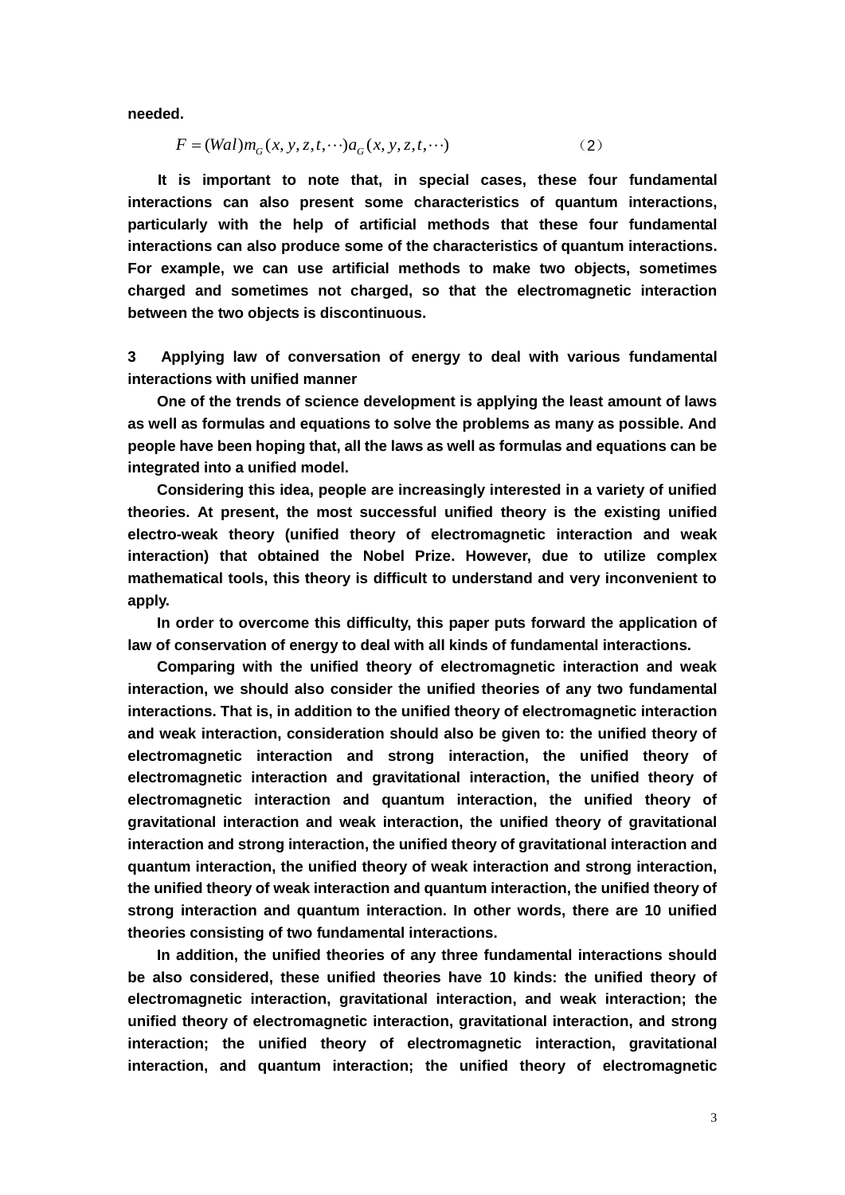**needed.**

$$F = (Wal)m_G(x, y, z, t, \cdots)a_G(x, y, z, t, \cdots) \qquad (2)$$

**It is important to note that, in special cases, these four fundamental interactions can also present some characteristics of quantum interactions, particularly with the help of artificial methods that these four fundamental interactions can also produce some of the characteristics of quantum interactions. For example, we can use artificial methods to make two objects, sometimes charged and sometimes not charged, so that the electromagnetic interaction between the two objects is discontinuous.**

## 3 Applying law of conversation of energy to deal with various fundamental interactions with unified manner

**One of the trends of science development is applying the least amount of laws as well as formulas and equations to solve the problems as many as possible. And people have been hoping that, all the laws as well as formulas and equations can be integrated into a unified model.**

**Considering this idea, people are increasingly interested in a variety of unified theories. At present, the most successful unified theory is the existing unified electro-weak theory (unified theory of electromagnetic interaction and weak interaction) that obtained the Nobel Prize. However, due to utilize complex mathematical tools, this theory is difficult to understand and very inconvenient to apply.**

**In order to overcome this difficulty, this paper puts forward the application of law of conservation of energy to deal with all kinds of fundamental interactions.**

**Comparing with the unified theory of electromagnetic interaction and weak interaction, we should also consider the unified theories of any two fundamental interactions. That is, in addition to the unified theory of electromagnetic interaction and weak interaction, consideration should also be given to: the unified theory of electromagnetic interaction and strong interaction, the unified theory of electromagnetic interaction and gravitational interaction, the unified theory of electromagnetic interaction and quantum interaction, the unified theory of gravitational interaction and weak interaction, the unified theory of gravitational interaction and strong interaction, the unified theory of gravitational interaction and quantum interaction, the unified theory of weak interaction and strong interaction, the unified theory of weak interaction and quantum interaction, the unified theory of strong interaction and quantum interaction. In other words, there are 10 unified theories consisting of two fundamental interactions.**

**In addition, the unified theories of any three fundamental interactions should be also considered, these unified theories have 10 kinds: the unified theory of electromagnetic interaction, gravitational interaction, and weak interaction; the unified theory of electromagnetic interaction, gravitational interaction, and strong interaction; the unified theory of electromagnetic interaction, gravitational interaction, and quantum interaction; the unified theory of electromagnetic**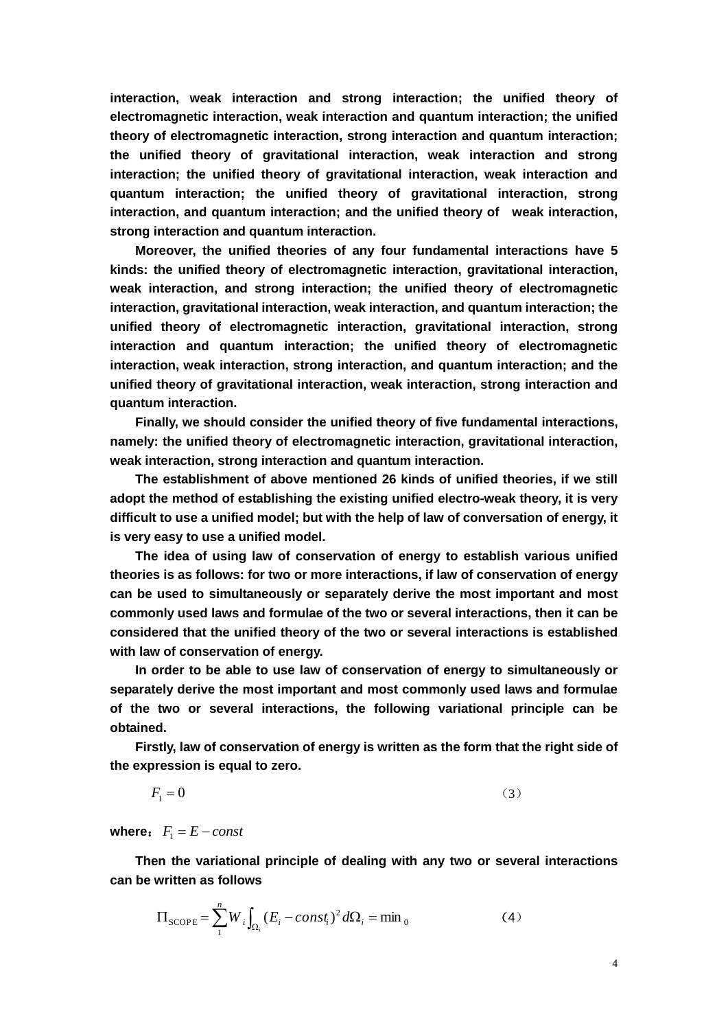**interaction, weak interaction and strong interaction; the unified theory of electromagnetic interaction, weak interaction and quantum interaction; the unified theory of electromagnetic interaction, strong interaction and quantum interaction; the unified theory of gravitational interaction, weak interaction and strong interaction; the unified theory of gravitational interaction, weak interaction and quantum interaction; the unified theory of gravitational interaction, strong interaction, and quantum interaction; and the unified theory of weak interaction, strong interaction and quantum interaction.**

**Moreover, the unified theories of any four fundamental interactions have 5 kinds: the unified theory of electromagnetic interaction, gravitational interaction, weak interaction, and strong interaction; the unified theory of electromagnetic interaction, gravitational interaction, weak interaction, and quantum interaction; the unified theory of electromagnetic interaction, gravitational interaction, strong interaction and quantum interaction; the unified theory of electromagnetic interaction, weak interaction, strong interaction, and quantum interaction; and the unified theory of gravitational interaction, weak interaction, strong interaction and quantum interaction.**

**Finally, we should consider the unified theory of five fundamental interactions, namely: the unified theory of electromagnetic interaction, gravitational interaction, weak interaction, strong interaction and quantum interaction.**

**The establishment of above mentioned 26 kinds of unified theories, if we still adopt the method of establishing the existing unified electro-weak theory, it is very difficult to use a unified model; but with the help of law of conversation of energy, it is very easy to use a unified model.**

**The idea of using law of conservation of energy to establish various unified theories is as follows: for two or more interactions, if law of conservation of energy can be used to simultaneously or separately derive the most important and most commonly used laws and formulae of the two or several interactions, then it can be considered that the unified theory of the two or several interactions is established with law of conservation of energy.**

**In order to be able to use law of conservation of energy to simultaneously or separately derive the most important and most commonly used laws and formulae of the two or several interactions, the following variational principle can be obtained.**

**Firstly, law of conservation of energy is written as the form that the right side of the expression is equal to zero.**

$$F_1 = 0 \qquad (3)$$

**where**： $F_1 = E - const$

**Then the variational principle of dealing with any two or several interactions can be written as follows**

$$\Pi_{\mathrm{SCOPE}} = \sum_{1}^{n} W_i \int_{\Omega_i} (E_i - const_i)^2 d\Omega_i = \min{}_0 \qquad (4)$$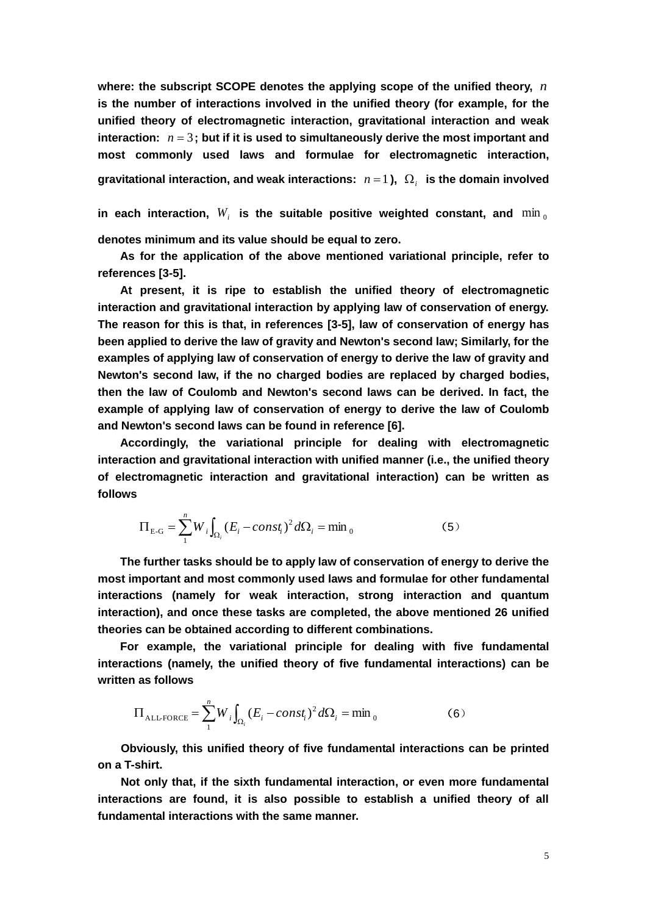**where: the subscript SCOPE denotes the applying scope of the unified theory, $n$ is the number of interactions involved in the unified theory (for example, for the unified theory of electromagnetic interaction, gravitational interaction and weak interaction: $n=3$; but if it is used to simultaneously derive the most important and most commonly used laws and formulae for electromagnetic interaction, gravitational interaction, and weak interactions: $n=1$), $\Omega_i$ is the domain involved in each interaction, $W_i$ is the suitable positive weighted constant, and $\min_0$ denotes minimum and its value should be equal to zero.**

**As for the application of the above mentioned variational principle, refer to references [3-5].**

**At present, it is ripe to establish the unified theory of electromagnetic interaction and gravitational interaction by applying law of conservation of energy. The reason for this is that, in references [3-5], law of conservation of energy has been applied to derive the law of gravity and Newton's second law; Similarly, for the examples of applying law of conservation of energy to derive the law of gravity and Newton's second law, if the no charged bodies are replaced by charged bodies, then the law of Coulomb and Newton's second laws can be derived. In fact, the example of applying law of conservation of energy to derive the law of Coulomb and Newton's second laws can be found in reference [6].**

**Accordingly, the variational principle for dealing with electromagnetic interaction and gravitational interaction with unified manner (i.e., the unified theory of electromagnetic interaction and gravitational interaction) can be written as follows**

$$\Pi_{\text{E-G}} = \sum_{1}^{n} W_i \int_{\Omega_i} (E_i - const_i)^2 d\Omega_i = \min{}_0 \qquad (5)$$

**The further tasks should be to apply law of conservation of energy to derive the most important and most commonly used laws and formulae for other fundamental interactions (namely for weak interaction, strong interaction and quantum interaction), and once these tasks are completed, the above mentioned 26 unified theories can be obtained according to different combinations.**

**For example, the variational principle for dealing with five fundamental interactions (namely, the unified theory of five fundamental interactions) can be written as follows**

$$\Pi_{\text{ALL-FORCE}} = \sum_{1}^{n} W_i \int_{\Omega_i} (E_i - const_i)^2 d\Omega_i = \min{}_0 \qquad (6)$$

**Obviously, this unified theory of five fundamental interactions can be printed on a T-shirt.**

**Not only that, if the sixth fundamental interaction, or even more fundamental interactions are found, it is also possible to establish a unified theory of all fundamental interactions with the same manner.**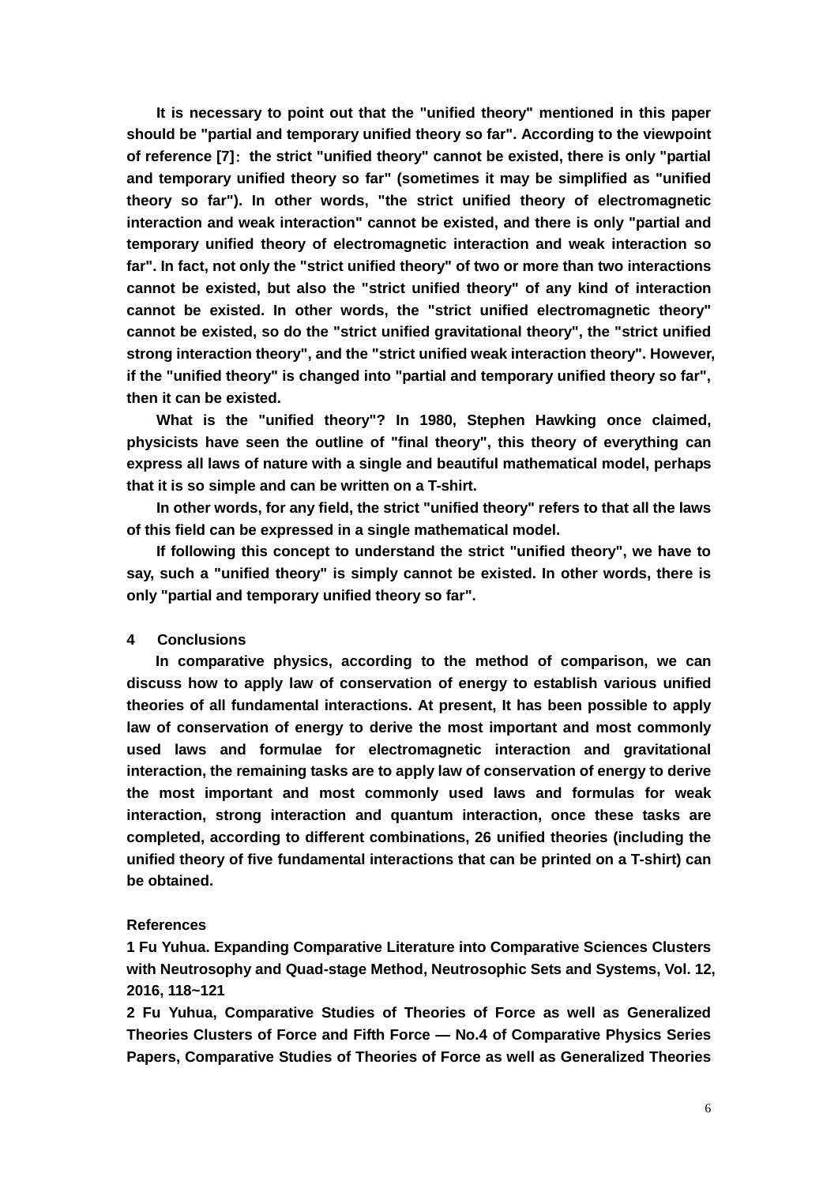It is necessary to point out that the "unified theory" mentioned in this paper should be "partial and temporary unified theory so far". According to the viewpoint of reference [7]: the strict "unified theory" cannot be existed, there is only "partial and temporary unified theory so far" (sometimes it may be simplified as "unified theory so far"). In other words, "the strict unified theory of electromagnetic interaction and weak interaction" cannot be existed, and there is only "partial and temporary unified theory of electromagnetic interaction and weak interaction so far". In fact, not only the "strict unified theory" of two or more than two interactions cannot be existed, but also the "strict unified theory" of any kind of interaction cannot be existed. In other words, the "strict unified electromagnetic theory" cannot be existed, so do the "strict unified gravitational theory", the "strict unified strong interaction theory", and the "strict unified weak interaction theory". However, if the "unified theory" is changed into "partial and temporary unified theory so far", then it can be existed.

What is the "unified theory"? In 1980, Stephen Hawking once claimed, physicists have seen the outline of "final theory", this theory of everything can express all laws of nature with a single and beautiful mathematical model, perhaps that it is so simple and can be written on a T-shirt.

In other words, for any field, the strict "unified theory" refers to that all the laws of this field can be expressed in a single mathematical model.

If following this concept to understand the strict "unified theory", we have to say, such a "unified theory" is simply cannot be existed. In other words, there is only "partial and temporary unified theory so far".

## 4 Conclusions

In comparative physics, according to the method of comparison, we can discuss how to apply law of conservation of energy to establish various unified theories of all fundamental interactions. At present, It has been possible to apply law of conservation of energy to derive the most important and most commonly used laws and formulae for electromagnetic interaction and gravitational interaction, the remaining tasks are to apply law of conservation of energy to derive the most important and most commonly used laws and formulas for weak interaction, strong interaction and quantum interaction, once these tasks are completed, according to different combinations, 26 unified theories (including the unified theory of five fundamental interactions that can be printed on a T-shirt) can be obtained.

## References

1 Fu Yuhua. Expanding Comparative Literature into Comparative Sciences Clusters with Neutrosophy and Quad-stage Method, Neutrosophic Sets and Systems, Vol. 12, 2016, 118~121

2 Fu Yuhua, Comparative Studies of Theories of Force as well as Generalized Theories Clusters of Force and Fifth Force — No.4 of Comparative Physics Series Papers, Comparative Studies of Theories of Force as well as Generalized Theories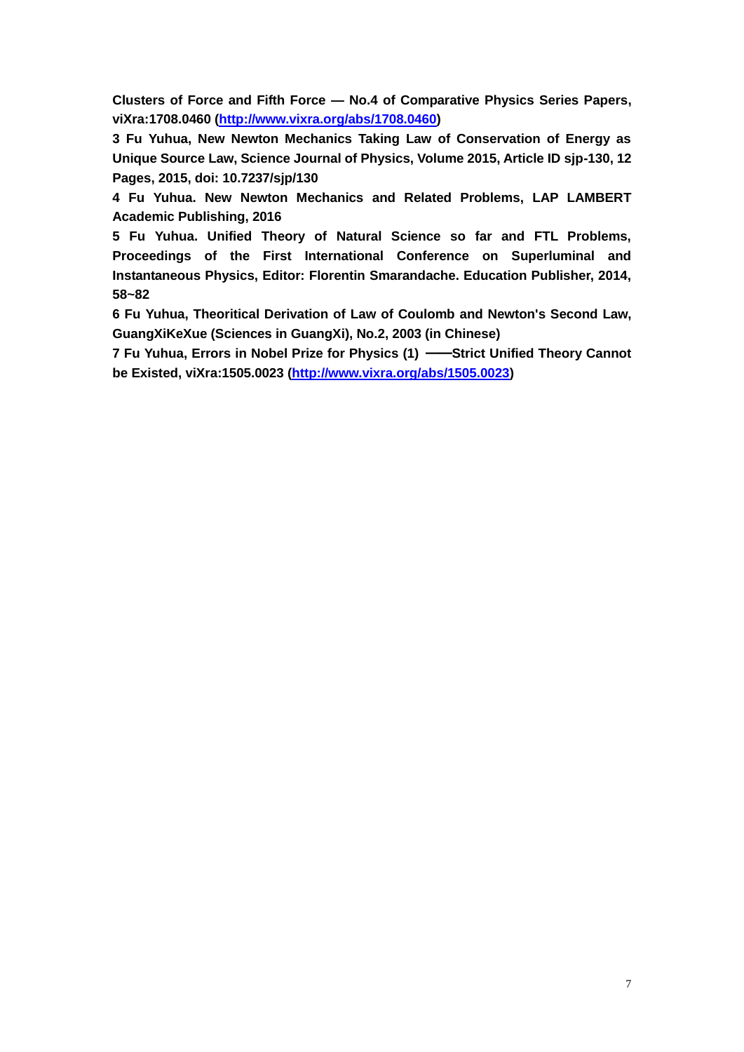**Clusters of Force and Fifth Force — No.4 of Comparative Physics Series Papers, viXra:1708.0460 (http://www.vixra.org/abs/1708.0460)**

**3 Fu Yuhua, New Newton Mechanics Taking Law of Conservation of Energy as Unique Source Law, Science Journal of Physics, Volume 2015, Article ID sjp-130, 12 Pages, 2015, doi: 10.7237/sjp/130**

**4 Fu Yuhua. New Newton Mechanics and Related Problems, LAP LAMBERT Academic Publishing, 2016**

**5 Fu Yuhua. Unified Theory of Natural Science so far and FTL Problems, Proceedings of the First International Conference on Superluminal and Instantaneous Physics, Editor: Florentin Smarandache. Education Publisher, 2014, 58~82**

**6 Fu Yuhua, Theoritical Derivation of Law of Coulomb and Newton's Second Law, GuangXiKeXue (Sciences in GuangXi), No.2, 2003 (in Chinese)**

**7 Fu Yuhua, Errors in Nobel Prize for Physics (1) ——Strict Unified Theory Cannot be Existed, viXra:1505.0023 (http://www.vixra.org/abs/1505.0023)**